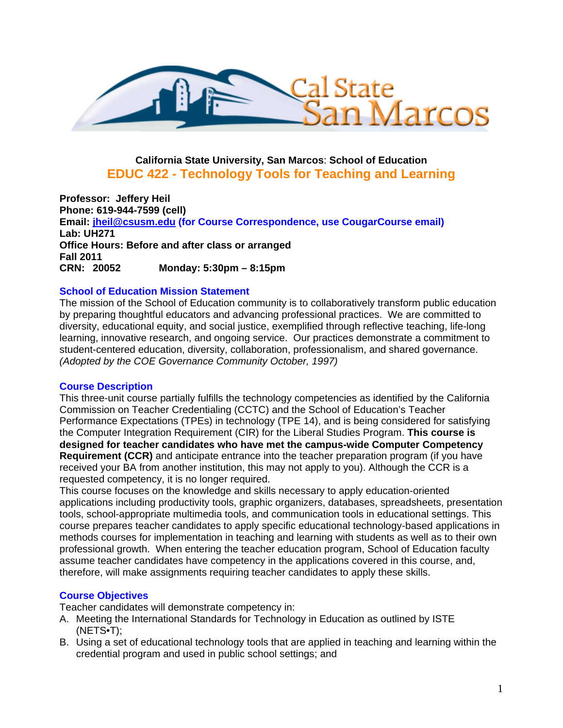**California State University, San Marcos**: **School of Education**

# EDUC 422 - Technology Tools for Teaching and Learning

**Professor: Jeffery Heil**
**Phone: 619-944-7599 (cell)**
**Email: jheil@csusm.edu (for Course Correspondence, use CougarCourse email)**
**Lab: UH271**
**Office Hours: Before and after class or arranged**
**Fall 2011**
**CRN: 20052 Monday: 5:30pm – 8:15pm**

## School of Education Mission Statement

The mission of the School of Education community is to collaboratively transform public education by preparing thoughtful educators and advancing professional practices. We are committed to diversity, educational equity, and social justice, exemplified through reflective teaching, life-long learning, innovative research, and ongoing service. Our practices demonstrate a commitment to student-centered education, diversity, collaboration, professionalism, and shared governance. *(Adopted by the COE Governance Community October, 1997)*

## Course Description

This three-unit course partially fulfills the technology competencies as identified by the California Commission on Teacher Credentialing (CCTC) and the School of Education's Teacher Performance Expectations (TPEs) in technology (TPE 14), and is being considered for satisfying the Computer Integration Requirement (CIR) for the Liberal Studies Program. **This course is designed for teacher candidates who have met the campus-wide Computer Competency Requirement (CCR)** and anticipate entrance into the teacher preparation program (if you have received your BA from another institution, this may not apply to you). Although the CCR is a requested competency, it is no longer required.

This course focuses on the knowledge and skills necessary to apply education-oriented applications including productivity tools, graphic organizers, databases, spreadsheets, presentation tools, school-appropriate multimedia tools, and communication tools in educational settings. This course prepares teacher candidates to apply specific educational technology-based applications in methods courses for implementation in teaching and learning with students as well as to their own professional growth. When entering the teacher education program, School of Education faculty assume teacher candidates have competency in the applications covered in this course, and, therefore, will make assignments requiring teacher candidates to apply these skills.

## Course Objectives

Teacher candidates will demonstrate competency in:

A. Meeting the International Standards for Technology in Education as outlined by ISTE (NETS•T);
B. Using a set of educational technology tools that are applied in teaching and learning within the credential program and used in public school settings; and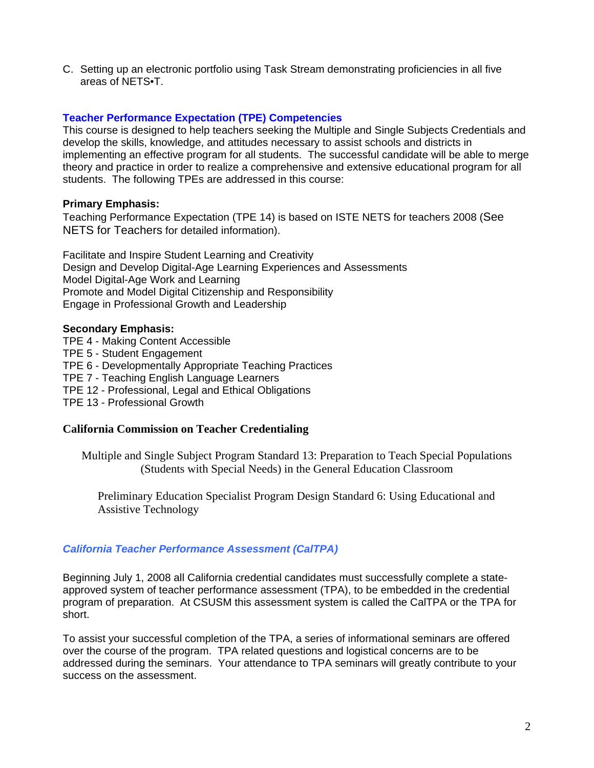C. Setting up an electronic portfolio using Task Stream demonstrating proficiencies in all five areas of NETS•T.

## Teacher Performance Expectation (TPE) Competencies

This course is designed to help teachers seeking the Multiple and Single Subjects Credentials and develop the skills, knowledge, and attitudes necessary to assist schools and districts in implementing an effective program for all students. The successful candidate will be able to merge theory and practice in order to realize a comprehensive and extensive educational program for all students. The following TPEs are addressed in this course:

**Primary Emphasis:**

Teaching Performance Expectation (TPE 14) is based on ISTE NETS for teachers 2008 (See NETS for Teachers for detailed information).

Facilitate and Inspire Student Learning and Creativity
Design and Develop Digital-Age Learning Experiences and Assessments
Model Digital-Age Work and Learning
Promote and Model Digital Citizenship and Responsibility
Engage in Professional Growth and Leadership

**Secondary Emphasis:**

TPE 4 - Making Content Accessible
TPE 5 - Student Engagement
TPE 6 - Developmentally Appropriate Teaching Practices
TPE 7 - Teaching English Language Learners
TPE 12 - Professional, Legal and Ethical Obligations
TPE 13 - Professional Growth

**California Commission on Teacher Credentialing**

Multiple and Single Subject Program Standard 13: Preparation to Teach Special Populations (Students with Special Needs) in the General Education Classroom

Preliminary Education Specialist Program Design Standard 6: Using Educational and Assistive Technology

## *California Teacher Performance Assessment (CalTPA)*

Beginning July 1, 2008 all California credential candidates must successfully complete a state-approved system of teacher performance assessment (TPA), to be embedded in the credential program of preparation. At CSUSM this assessment system is called the CalTPA or the TPA for short.

To assist your successful completion of the TPA, a series of informational seminars are offered over the course of the program. TPA related questions and logistical concerns are to be addressed during the seminars. Your attendance to TPA seminars will greatly contribute to your success on the assessment.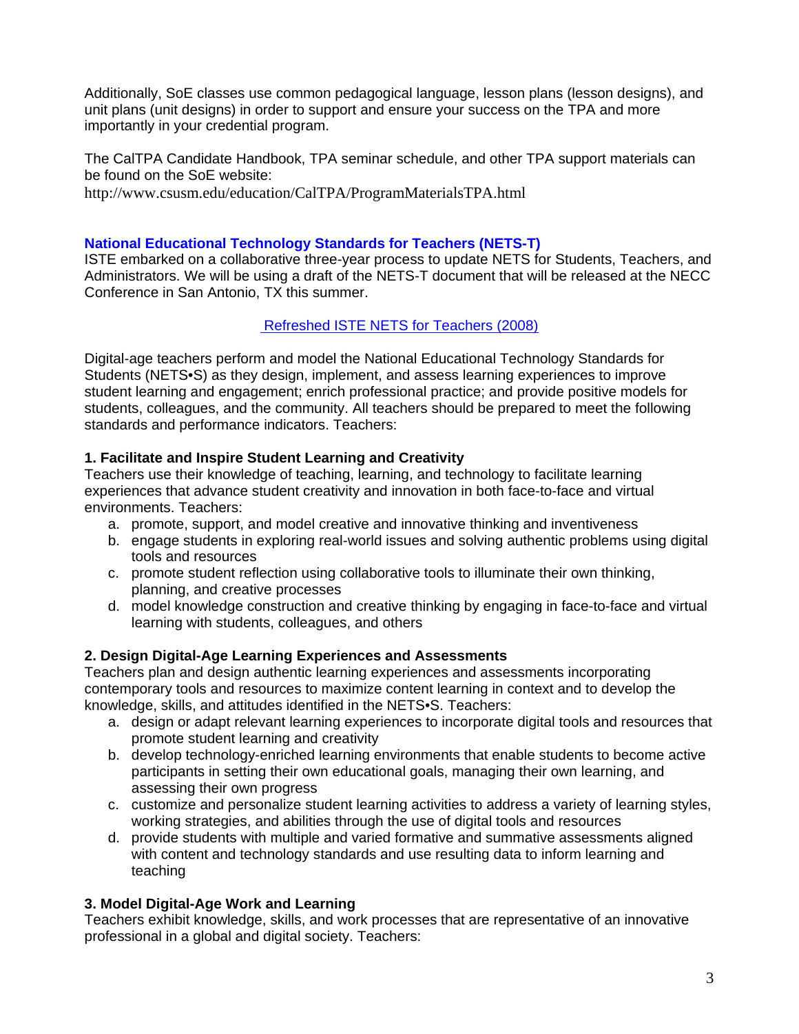Additionally, SoE classes use common pedagogical language, lesson plans (lesson designs), and unit plans (unit designs) in order to support and ensure your success on the TPA and more importantly in your credential program.

The CalTPA Candidate Handbook, TPA seminar schedule, and other TPA support materials can be found on the SoE website:
http://www.csusm.edu/education/CalTPA/ProgramMaterialsTPA.html

## National Educational Technology Standards for Teachers (NETS-T)

ISTE embarked on a collaborative three-year process to update NETS for Students, Teachers, and Administrators. We will be using a draft of the NETS-T document that will be released at the NECC Conference in San Antonio, TX this summer.

Refreshed ISTE NETS for Teachers (2008)

Digital-age teachers perform and model the National Educational Technology Standards for Students (NETS•S) as they design, implement, and assess learning experiences to improve student learning and engagement; enrich professional practice; and provide positive models for students, colleagues, and the community. All teachers should be prepared to meet the following standards and performance indicators. Teachers:

### 1. Facilitate and Inspire Student Learning and Creativity

Teachers use their knowledge of teaching, learning, and technology to facilitate learning experiences that advance student creativity and innovation in both face-to-face and virtual environments. Teachers:

a. promote, support, and model creative and innovative thinking and inventiveness
b. engage students in exploring real-world issues and solving authentic problems using digital tools and resources
c. promote student reflection using collaborative tools to illuminate their own thinking, planning, and creative processes
d. model knowledge construction and creative thinking by engaging in face-to-face and virtual learning with students, colleagues, and others

### 2. Design Digital-Age Learning Experiences and Assessments

Teachers plan and design authentic learning experiences and assessments incorporating contemporary tools and resources to maximize content learning in context and to develop the knowledge, skills, and attitudes identified in the NETS•S. Teachers:

a. design or adapt relevant learning experiences to incorporate digital tools and resources that promote student learning and creativity
b. develop technology-enriched learning environments that enable students to become active participants in setting their own educational goals, managing their own learning, and assessing their own progress
c. customize and personalize student learning activities to address a variety of learning styles, working strategies, and abilities through the use of digital tools and resources
d. provide students with multiple and varied formative and summative assessments aligned with content and technology standards and use resulting data to inform learning and teaching

### 3. Model Digital-Age Work and Learning

Teachers exhibit knowledge, skills, and work processes that are representative of an innovative professional in a global and digital society. Teachers: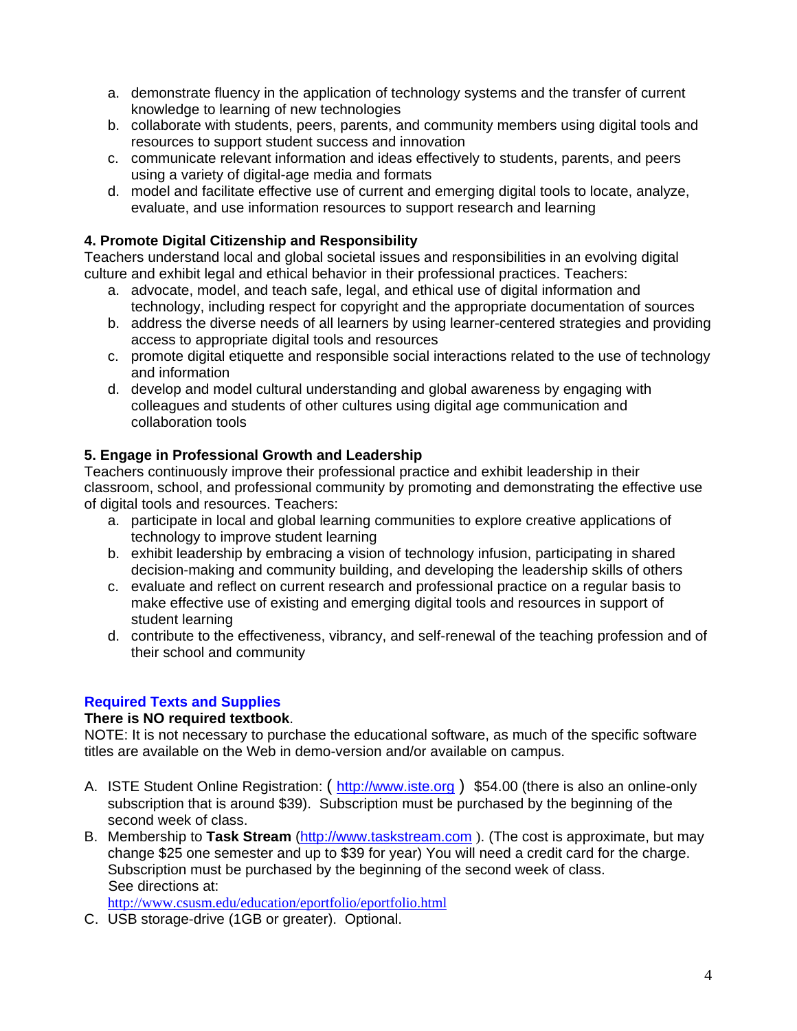a. demonstrate fluency in the application of technology systems and the transfer of current knowledge to learning of new technologies
b. collaborate with students, peers, parents, and community members using digital tools and resources to support student success and innovation
c. communicate relevant information and ideas effectively to students, parents, and peers using a variety of digital-age media and formats
d. model and facilitate effective use of current and emerging digital tools to locate, analyze, evaluate, and use information resources to support research and learning

**4. Promote Digital Citizenship and Responsibility**
Teachers understand local and global societal issues and responsibilities in an evolving digital culture and exhibit legal and ethical behavior in their professional practices. Teachers:

a. advocate, model, and teach safe, legal, and ethical use of digital information and technology, including respect for copyright and the appropriate documentation of sources
b. address the diverse needs of all learners by using learner-centered strategies and providing access to appropriate digital tools and resources
c. promote digital etiquette and responsible social interactions related to the use of technology and information
d. develop and model cultural understanding and global awareness by engaging with colleagues and students of other cultures using digital age communication and collaboration tools

**5. Engage in Professional Growth and Leadership**
Teachers continuously improve their professional practice and exhibit leadership in their classroom, school, and professional community by promoting and demonstrating the effective use of digital tools and resources. Teachers:

a. participate in local and global learning communities to explore creative applications of technology to improve student learning
b. exhibit leadership by embracing a vision of technology infusion, participating in shared decision-making and community building, and developing the leadership skills of others
c. evaluate and reflect on current research and professional practice on a regular basis to make effective use of existing and emerging digital tools and resources in support of student learning
d. contribute to the effectiveness, vibrancy, and self-renewal of the teaching profession and of their school and community

## Required Texts and Supplies

**There is NO required textbook**.
NOTE: It is not necessary to purchase the educational software, as much of the specific software titles are available on the Web in demo-version and/or available on campus.

A. ISTE Student Online Registration: ( http://www.iste.org ) $54.00 (there is also an online-only subscription that is around $39). Subscription must be purchased by the beginning of the second week of class.
B. Membership to **Task Stream** (http://www.taskstream.com ). (The cost is approximate, but may change $25 one semester and up to $39 for year) You will need a credit card for the charge. Subscription must be purchased by the beginning of the second week of class.
See directions at:
http://www.csusm.edu/education/eportfolio/eportfolio.html
C. USB storage-drive (1GB or greater). Optional.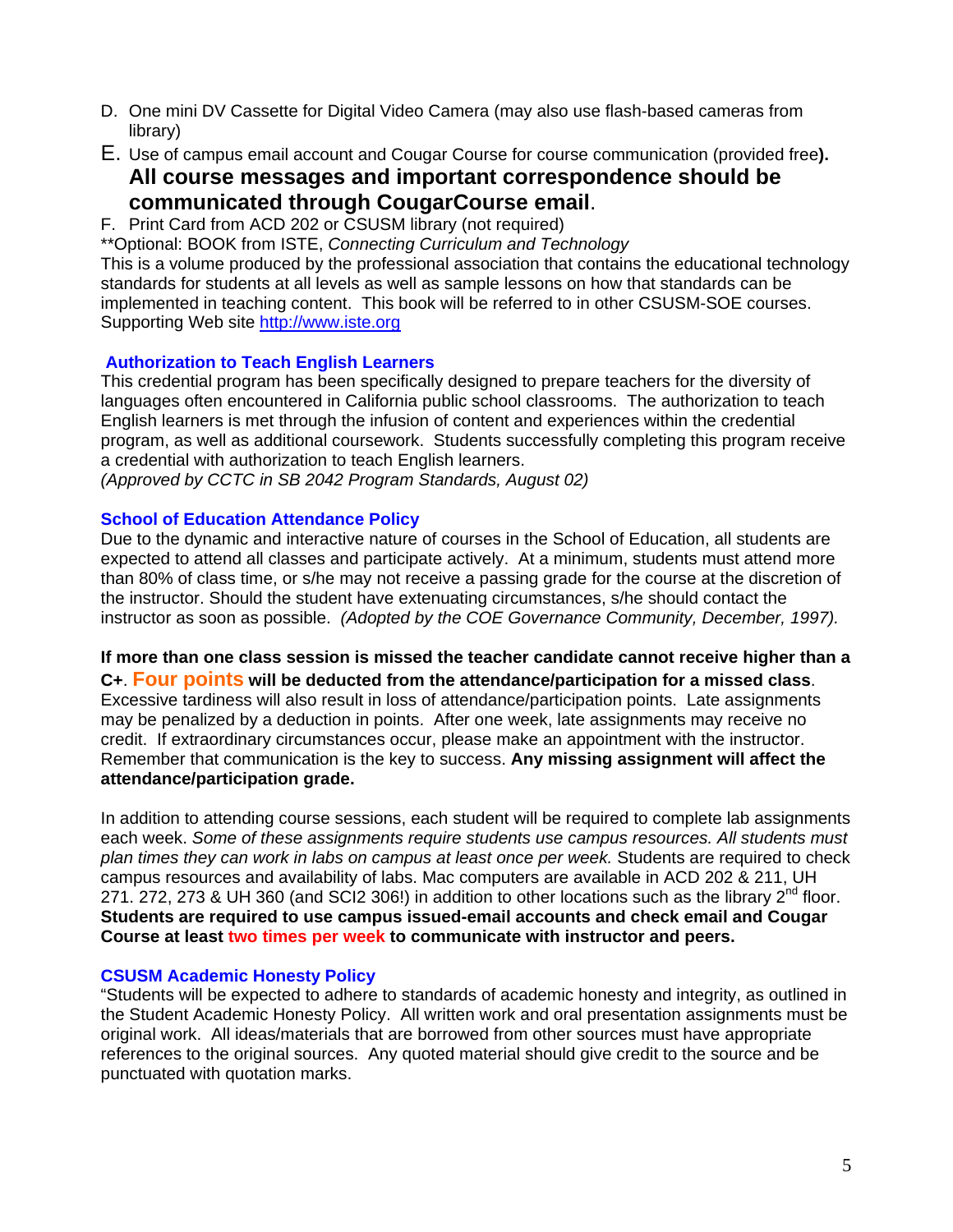D. One mini DV Cassette for Digital Video Camera (may also use flash-based cameras from library)

E. Use of campus email account and Cougar Course for course communication (provided free**).** **All course messages and important correspondence should be communicated through CougarCourse email**.

F. Print Card from ACD 202 or CSUSM library (not required)

**Optional: BOOK from ISTE, *Connecting Curriculum and Technology*
This is a volume produced by the professional association that contains the educational technology standards for students at all levels as well as sample lessons on how that standards can be implemented in teaching content. This book will be referred to in other CSUSM-SOE courses. Supporting Web site http://www.iste.org

### Authorization to Teach English Learners

This credential program has been specifically designed to prepare teachers for the diversity of languages often encountered in California public school classrooms. The authorization to teach English learners is met through the infusion of content and experiences within the credential program, as well as additional coursework. Students successfully completing this program receive a credential with authorization to teach English learners.
*(Approved by CCTC in SB 2042 Program Standards, August 02)*

### School of Education Attendance Policy

Due to the dynamic and interactive nature of courses in the School of Education, all students are expected to attend all classes and participate actively. At a minimum, students must attend more than 80% of class time, or s/he may not receive a passing grade for the course at the discretion of the instructor. Should the student have extenuating circumstances, s/he should contact the instructor as soon as possible. *(Adopted by the COE Governance Community, December, 1997).*

**If more than one class session is missed the teacher candidate cannot receive higher than a C+**. **Four points will be deducted from the attendance/participation for a missed class**. Excessive tardiness will also result in loss of attendance/participation points. Late assignments may be penalized by a deduction in points. After one week, late assignments may receive no credit. If extraordinary circumstances occur, please make an appointment with the instructor. Remember that communication is the key to success. **Any missing assignment will affect the attendance/participation grade.**

In addition to attending course sessions, each student will be required to complete lab assignments each week. *Some of these assignments require students use campus resources. All students must plan times they can work in labs on campus at least once per week.* Students are required to check campus resources and availability of labs. Mac computers are available in ACD 202 & 211, UH 271. 272, 273 & UH 360 (and SCI2 306!) in addition to other locations such as the library 2nd floor. **Students are required to use campus issued-email accounts and check email and Cougar Course at least two times per week to communicate with instructor and peers.**

### CSUSM Academic Honesty Policy

"Students will be expected to adhere to standards of academic honesty and integrity, as outlined in the Student Academic Honesty Policy. All written work and oral presentation assignments must be original work. All ideas/materials that are borrowed from other sources must have appropriate references to the original sources. Any quoted material should give credit to the source and be punctuated with quotation marks.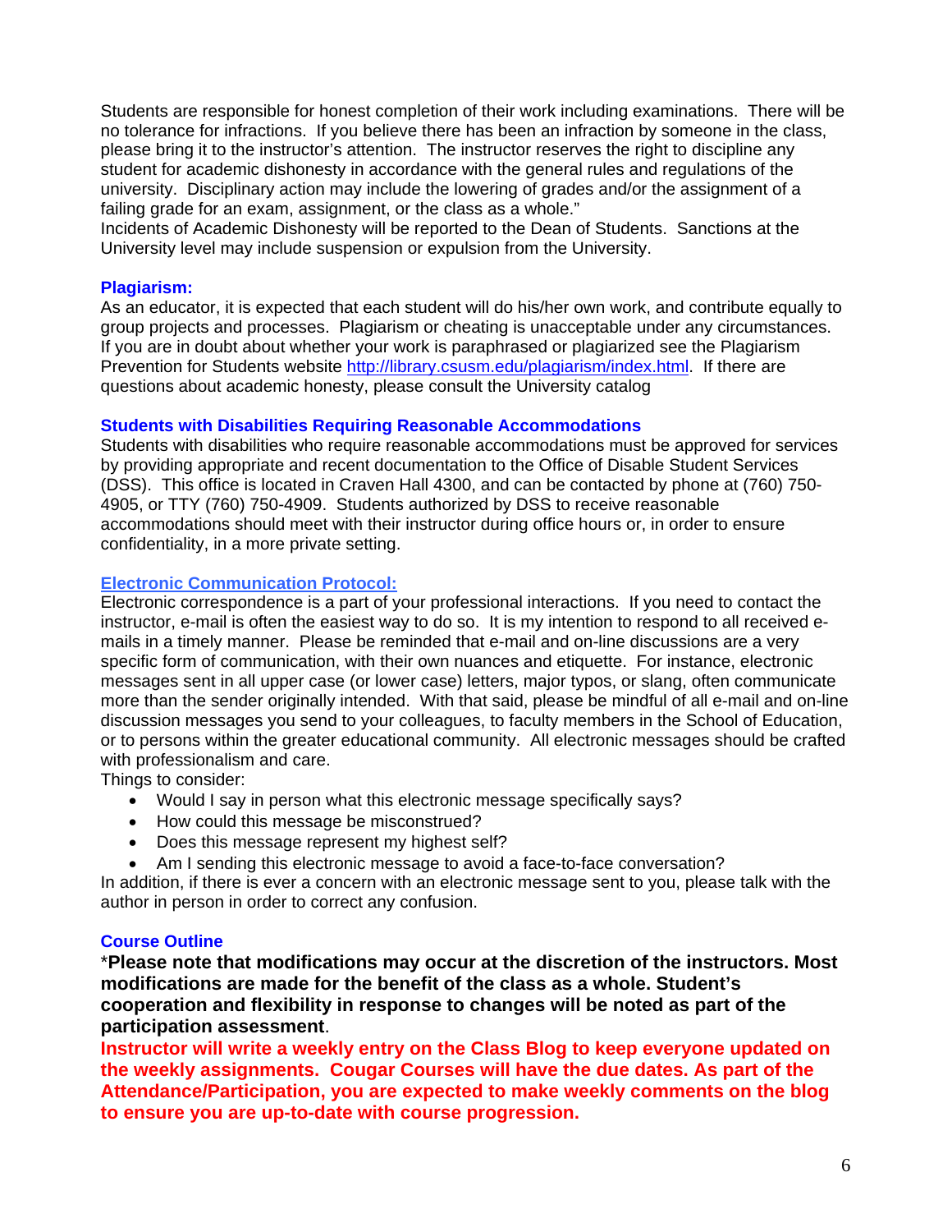Students are responsible for honest completion of their work including examinations. There will be no tolerance for infractions. If you believe there has been an infraction by someone in the class, please bring it to the instructor's attention. The instructor reserves the right to discipline any student for academic dishonesty in accordance with the general rules and regulations of the university. Disciplinary action may include the lowering of grades and/or the assignment of a failing grade for an exam, assignment, or the class as a whole."
Incidents of Academic Dishonesty will be reported to the Dean of Students. Sanctions at the University level may include suspension or expulsion from the University.

### Plagiarism:

As an educator, it is expected that each student will do his/her own work, and contribute equally to group projects and processes. Plagiarism or cheating is unacceptable under any circumstances. If you are in doubt about whether your work is paraphrased or plagiarized see the Plagiarism Prevention for Students website http://library.csusm.edu/plagiarism/index.html. If there are questions about academic honesty, please consult the University catalog

### Students with Disabilities Requiring Reasonable Accommodations

Students with disabilities who require reasonable accommodations must be approved for services by providing appropriate and recent documentation to the Office of Disable Student Services (DSS). This office is located in Craven Hall 4300, and can be contacted by phone at (760) 750-4905, or TTY (760) 750-4909. Students authorized by DSS to receive reasonable accommodations should meet with their instructor during office hours or, in order to ensure confidentiality, in a more private setting.

### Electronic Communication Protocol:

Electronic correspondence is a part of your professional interactions. If you need to contact the instructor, e-mail is often the easiest way to do so. It is my intention to respond to all received e-mails in a timely manner. Please be reminded that e-mail and on-line discussions are a very specific form of communication, with their own nuances and etiquette. For instance, electronic messages sent in all upper case (or lower case) letters, major typos, or slang, often communicate more than the sender originally intended. With that said, please be mindful of all e-mail and on-line discussion messages you send to your colleagues, to faculty members in the School of Education, or to persons within the greater educational community. All electronic messages should be crafted with professionalism and care.
Things to consider:

- Would I say in person what this electronic message specifically says?
- How could this message be misconstrued?
- Does this message represent my highest self?
- Am I sending this electronic message to avoid a face-to-face conversation?

In addition, if there is ever a concern with an electronic message sent to you, please talk with the author in person in order to correct any confusion.

### Course Outline

*__Please note that modifications may occur at the discretion of the instructors. Most modifications are made for the benefit of the class as a whole. Student's cooperation and flexibility in response to changes will be noted as part of the participation assessment__.

**Instructor will write a weekly entry on the Class Blog to keep everyone updated on the weekly assignments. Cougar Courses will have the due dates. As part of the Attendance/Participation, you are expected to make weekly comments on the blog to ensure you are up-to-date with course progression.**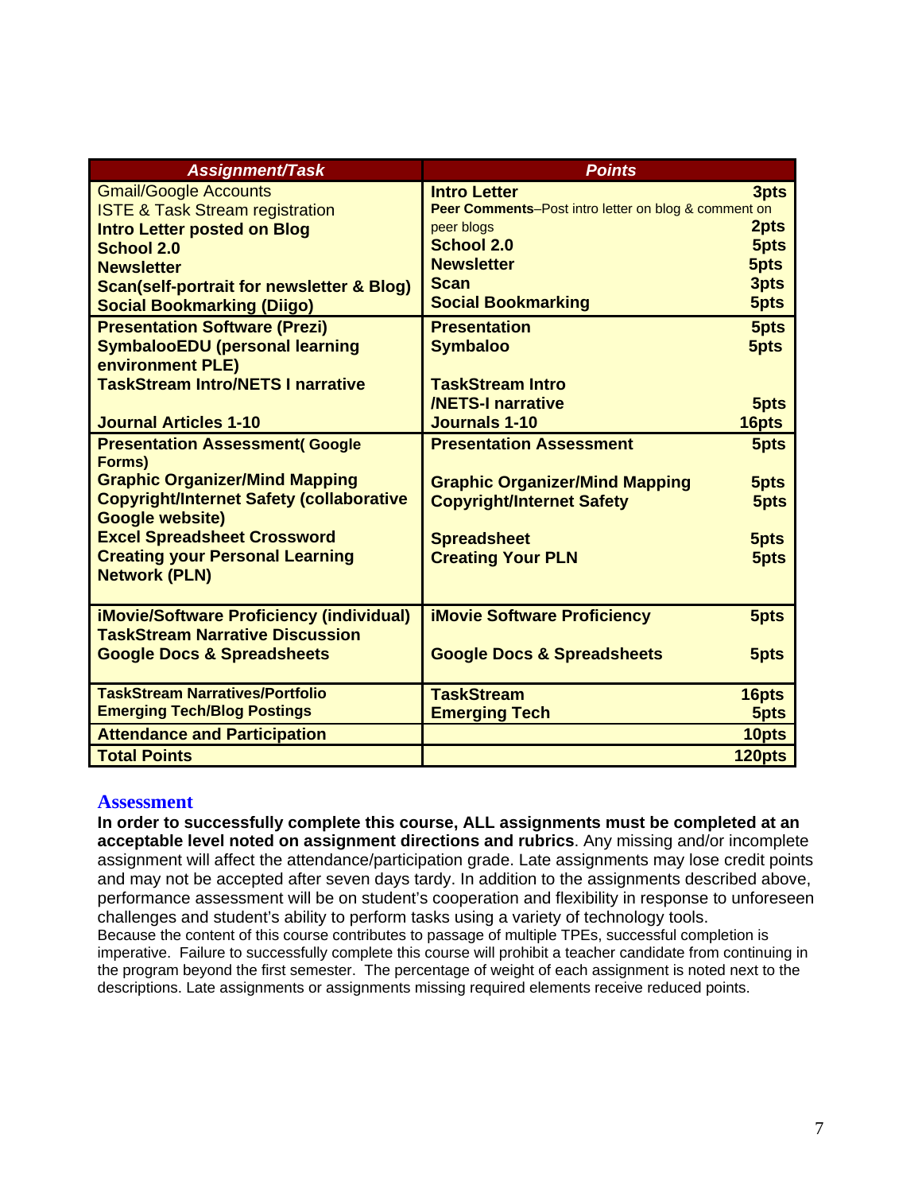| Assignment/Task | Points | |
|---|---|---|
| Gmail/Google Accounts<br>ISTE & Task Stream registration<br>**Intro Letter posted on Blog**<br>**School 2.0**<br>**Newsletter**<br>**Scan(self-portrait for newsletter & Blog)**<br>**Social Bookmarking (Diigo)** | **Intro Letter**<br>**Peer Comments**–Post intro letter on blog & comment on peer blogs<br>**School 2.0**<br>**Newsletter**<br>**Scan**<br>**Social Bookmarking** | **3pts**<br><br>**2pts**<br>**5pts**<br>**5pts**<br>**3pts**<br>**5pts** |
| **Presentation Software (Prezi)**<br>**SymbalooEDU (personal learning environment PLE)**<br>**TaskStream Intro/NETS I narrative**<br>**Journal Articles 1-10** | **Presentation**<br>**Symbaloo**<br>**TaskStream Intro /NETS-I narrative**<br>**Journals 1-10** | **5pts**<br>**5pts**<br>**5pts**<br>**16pts** |
| **Presentation Assessment( Google Forms)**<br>**Graphic Organizer/Mind Mapping**<br>**Copyright/Internet Safety (collaborative Google website)**<br>**Excel Spreadsheet Crossword**<br>**Creating your Personal Learning Network (PLN)** | **Presentation Assessment**<br>**Graphic Organizer/Mind Mapping**<br>**Copyright/Internet Safety**<br>**Spreadsheet**<br>**Creating Your PLN** | **5pts**<br>**5pts**<br>**5pts**<br>**5pts**<br>**5pts** |
| **iMovie/Software Proficiency (individual)**<br>**TaskStream Narrative Discussion**<br>**Google Docs & Spreadsheets** | **iMovie Software Proficiency**<br>**Google Docs & Spreadsheets** | **5pts**<br>**5pts** |
| **TaskStream Narratives/Portfolio**<br>**Emerging Tech/Blog Postings** | **TaskStream**<br>**Emerging Tech** | **16pts**<br>**5pts** |
| **Attendance and Participation** | | **10pts** |
| **Total Points** | | **120pts** |

## Assessment

**In order to successfully complete this course, ALL assignments must be completed at an acceptable level noted on assignment directions and rubrics**. Any missing and/or incomplete assignment will affect the attendance/participation grade. Late assignments may lose credit points and may not be accepted after seven days tardy. In addition to the assignments described above, performance assessment will be on student's cooperation and flexibility in response to unforeseen challenges and student's ability to perform tasks using a variety of technology tools.

Because the content of this course contributes to passage of multiple TPEs, successful completion is imperative. Failure to successfully complete this course will prohibit a teacher candidate from continuing in the program beyond the first semester. The percentage of weight of each assignment is noted next to the descriptions. Late assignments or assignments missing required elements receive reduced points.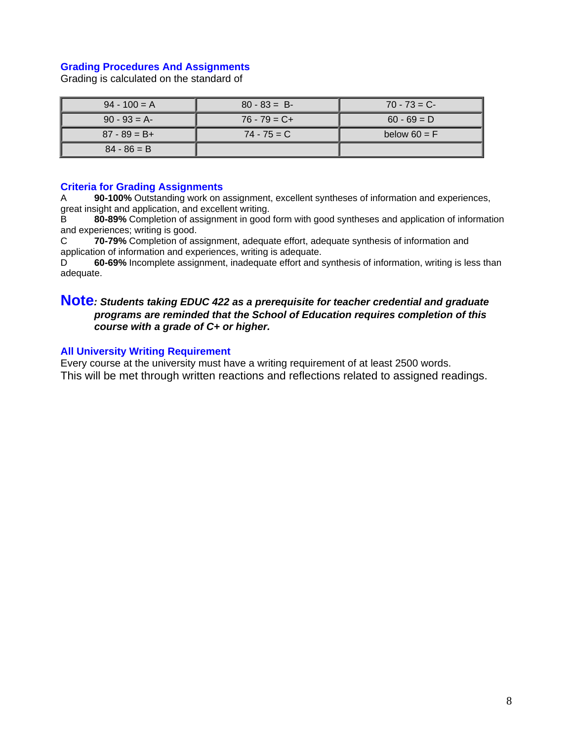### Grading Procedures And Assignments

Grading is calculated on the standard of

| | | |
|---|---|---|
| 94 - 100 = A | 80 - 83 = B- | 70 - 73 = C- |
| 90 - 93 = A- | 76 - 79 = C+ | 60 - 69 = D |
| 87 - 89 = B+ | 74 - 75 = C | below 60 = F |
| 84 - 86 = B | | |

### Criteria for Grading Assignments

A **90-100%** Outstanding work on assignment, excellent syntheses of information and experiences, great insight and application, and excellent writing.
B **80-89%** Completion of assignment in good form with good syntheses and application of information and experiences; writing is good.
C **70-79%** Completion of assignment, adequate effort, adequate synthesis of information and application of information and experiences, writing is adequate.
D **60-69%** Incomplete assignment, inadequate effort and synthesis of information, writing is less than adequate.

**Note*****: Students taking EDUC 422 as a prerequisite for teacher credential and graduate programs are reminded that the School of Education requires completion of this course with a grade of C+ or higher.***

### All University Writing Requirement

Every course at the university must have a writing requirement of at least 2500 words. This will be met through written reactions and reflections related to assigned readings.